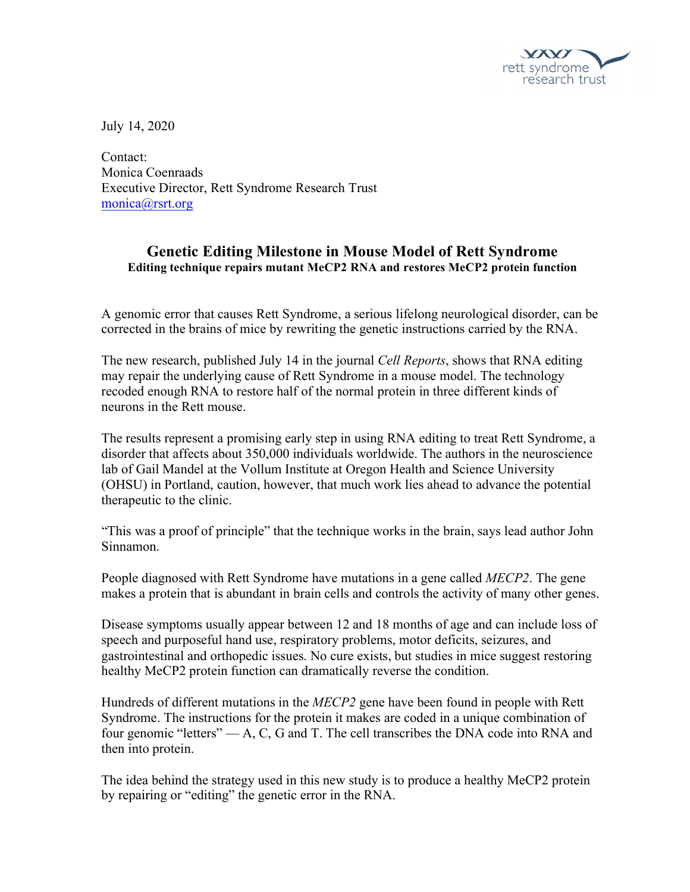July 14, 2020

Contact:
Monica Coenraads
Executive Director, Rett Syndrome Research Trust
monica@rsrt.org

## Genetic Editing Milestone in Mouse Model of Rett Syndrome

**Editing technique repairs mutant MeCP2 RNA and restores MeCP2 protein function**

A genomic error that causes Rett Syndrome, a serious lifelong neurological disorder, can be corrected in the brains of mice by rewriting the genetic instructions carried by the RNA.

The new research, published July 14 in the journal *Cell Reports*, shows that RNA editing may repair the underlying cause of Rett Syndrome in a mouse model. The technology recoded enough RNA to restore half of the normal protein in three different kinds of neurons in the Rett mouse.

The results represent a promising early step in using RNA editing to treat Rett Syndrome, a disorder that affects about 350,000 individuals worldwide. The authors in the neuroscience lab of Gail Mandel at the Vollum Institute at Oregon Health and Science University (OHSU) in Portland, caution, however, that much work lies ahead to advance the potential therapeutic to the clinic.

"This was a proof of principle" that the technique works in the brain, says lead author John Sinnamon.

People diagnosed with Rett Syndrome have mutations in a gene called *MECP2*. The gene makes a protein that is abundant in brain cells and controls the activity of many other genes.

Disease symptoms usually appear between 12 and 18 months of age and can include loss of speech and purposeful hand use, respiratory problems, motor deficits, seizures, and gastrointestinal and orthopedic issues. No cure exists, but studies in mice suggest restoring healthy MeCP2 protein function can dramatically reverse the condition.

Hundreds of different mutations in the *MECP2* gene have been found in people with Rett Syndrome. The instructions for the protein it makes are coded in a unique combination of four genomic "letters" — A, C, G and T. The cell transcribes the DNA code into RNA and then into protein.

The idea behind the strategy used in this new study is to produce a healthy MeCP2 protein by repairing or "editing" the genetic error in the RNA.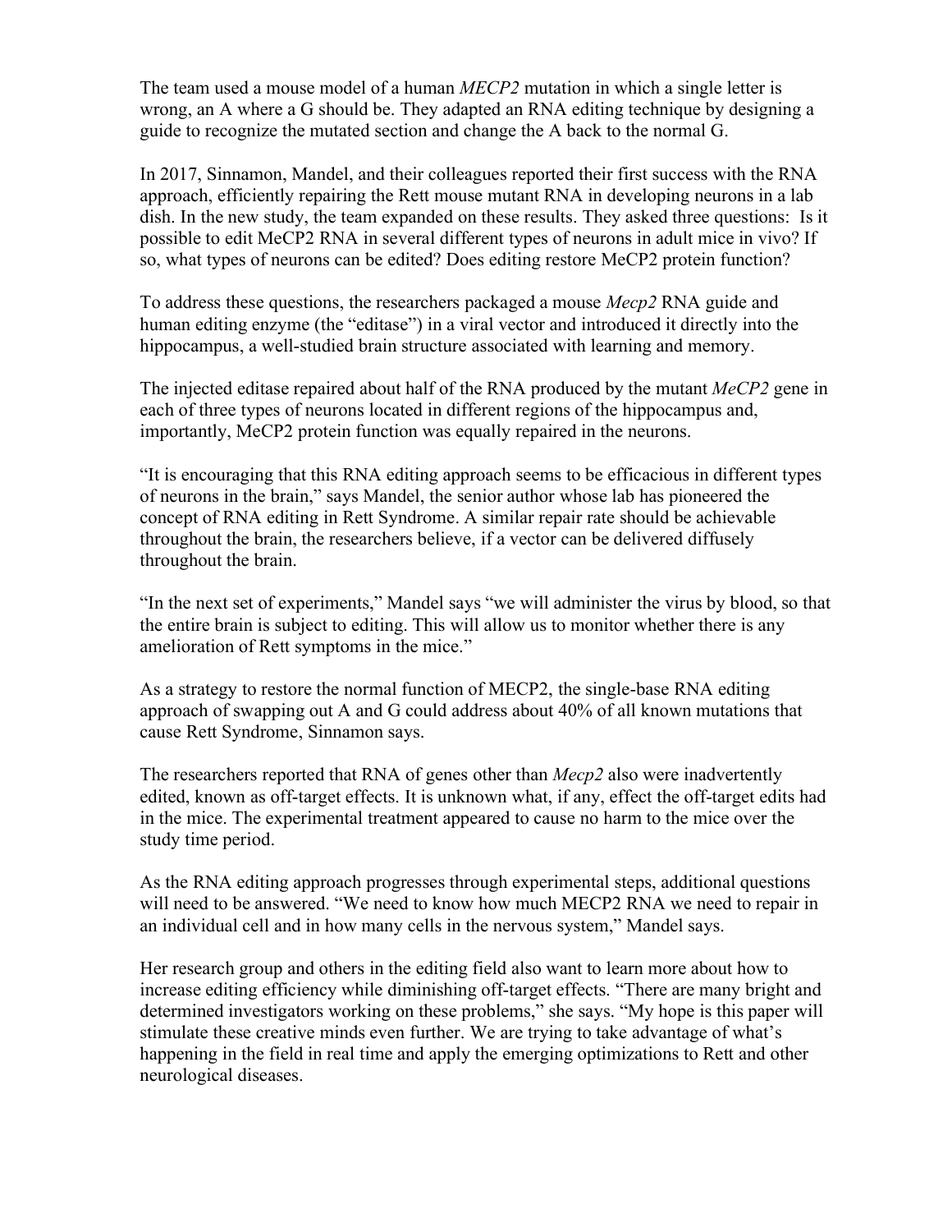The team used a mouse model of a human *MECP2* mutation in which a single letter is wrong, an A where a G should be. They adapted an RNA editing technique by designing a guide to recognize the mutated section and change the A back to the normal G.

In 2017, Sinnamon, Mandel, and their colleagues reported their first success with the RNA approach, efficiently repairing the Rett mouse mutant RNA in developing neurons in a lab dish. In the new study, the team expanded on these results. They asked three questions: Is it possible to edit MeCP2 RNA in several different types of neurons in adult mice in vivo? If so, what types of neurons can be edited? Does editing restore MeCP2 protein function?

To address these questions, the researchers packaged a mouse *Mecp2* RNA guide and human editing enzyme (the "editase") in a viral vector and introduced it directly into the hippocampus, a well-studied brain structure associated with learning and memory.

The injected editase repaired about half of the RNA produced by the mutant *MeCP2* gene in each of three types of neurons located in different regions of the hippocampus and, importantly, MeCP2 protein function was equally repaired in the neurons.

"It is encouraging that this RNA editing approach seems to be efficacious in different types of neurons in the brain," says Mandel, the senior author whose lab has pioneered the concept of RNA editing in Rett Syndrome. A similar repair rate should be achievable throughout the brain, the researchers believe, if a vector can be delivered diffusely throughout the brain.

"In the next set of experiments," Mandel says "we will administer the virus by blood, so that the entire brain is subject to editing. This will allow us to monitor whether there is any amelioration of Rett symptoms in the mice."

As a strategy to restore the normal function of MECP2, the single-base RNA editing approach of swapping out A and G could address about 40% of all known mutations that cause Rett Syndrome, Sinnamon says.

The researchers reported that RNA of genes other than *Mecp2* also were inadvertently edited, known as off-target effects. It is unknown what, if any, effect the off-target edits had in the mice. The experimental treatment appeared to cause no harm to the mice over the study time period.

As the RNA editing approach progresses through experimental steps, additional questions will need to be answered. "We need to know how much MECP2 RNA we need to repair in an individual cell and in how many cells in the nervous system," Mandel says.

Her research group and others in the editing field also want to learn more about how to increase editing efficiency while diminishing off-target effects. "There are many bright and determined investigators working on these problems," she says. "My hope is this paper will stimulate these creative minds even further. We are trying to take advantage of what's happening in the field in real time and apply the emerging optimizations to Rett and other neurological diseases.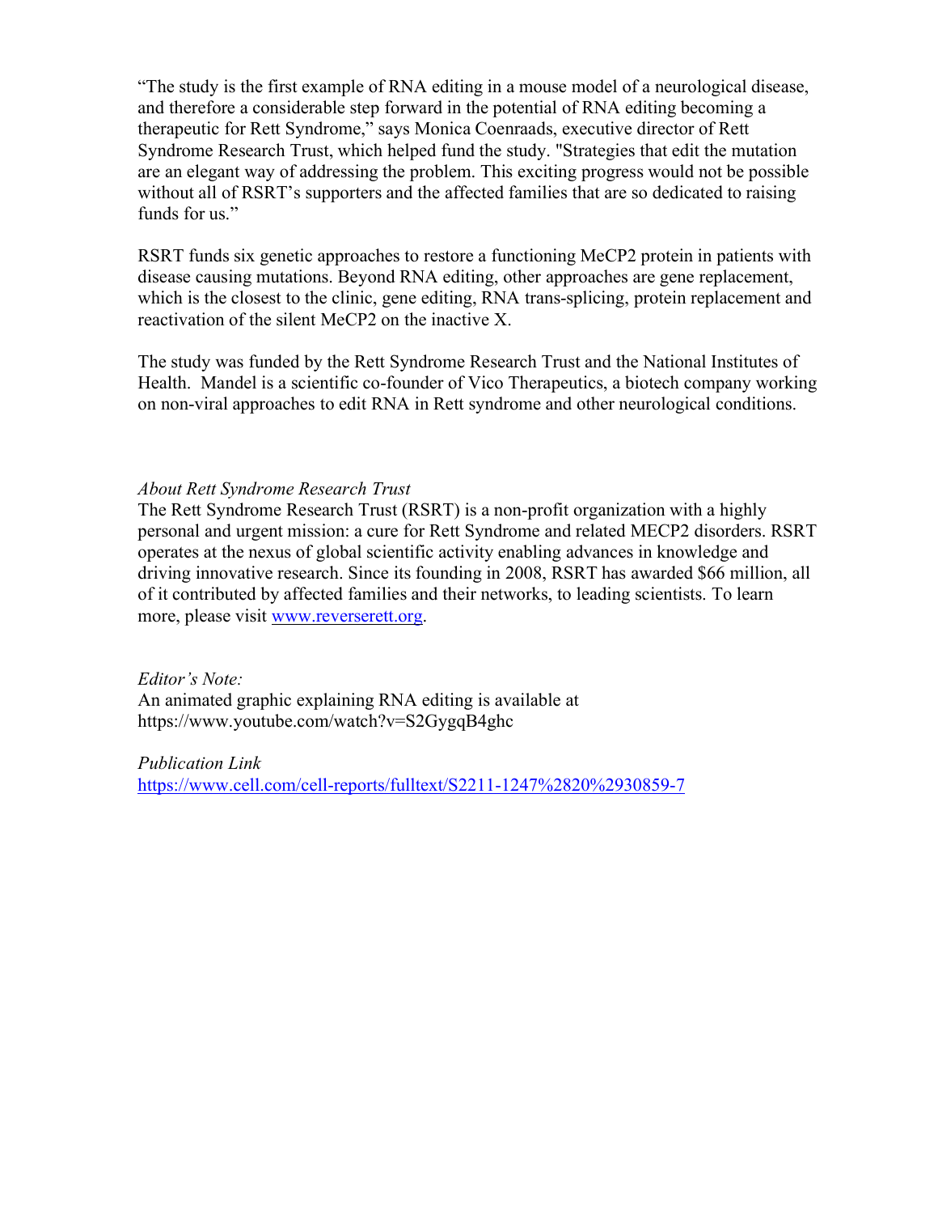"The study is the first example of RNA editing in a mouse model of a neurological disease, and therefore a considerable step forward in the potential of RNA editing becoming a therapeutic for Rett Syndrome," says Monica Coenraads, executive director of Rett Syndrome Research Trust, which helped fund the study. "Strategies that edit the mutation are an elegant way of addressing the problem. This exciting progress would not be possible without all of RSRT's supporters and the affected families that are so dedicated to raising funds for us."

RSRT funds six genetic approaches to restore a functioning MeCP2 protein in patients with disease causing mutations. Beyond RNA editing, other approaches are gene replacement, which is the closest to the clinic, gene editing, RNA trans-splicing, protein replacement and reactivation of the silent MeCP2 on the inactive X.

The study was funded by the Rett Syndrome Research Trust and the National Institutes of Health. Mandel is a scientific co-founder of Vico Therapeutics, a biotech company working on non-viral approaches to edit RNA in Rett syndrome and other neurological conditions.

*About Rett Syndrome Research Trust*

The Rett Syndrome Research Trust (RSRT) is a non-profit organization with a highly personal and urgent mission: a cure for Rett Syndrome and related MECP2 disorders. RSRT operates at the nexus of global scientific activity enabling advances in knowledge and driving innovative research. Since its founding in 2008, RSRT has awarded $66 million, all of it contributed by affected families and their networks, to leading scientists. To learn more, please visit [www.reverserett.org](http://www.reverserett.org).

*Editor's Note:*

An animated graphic explaining RNA editing is available at https://www.youtube.com/watch?v=S2GygqB4ghc

*Publication Link*

[https://www.cell.com/cell-reports/fulltext/S2211-1247%2820%2930859-7](https://www.cell.com/cell-reports/fulltext/S2211-1247%2820%2930859-7)